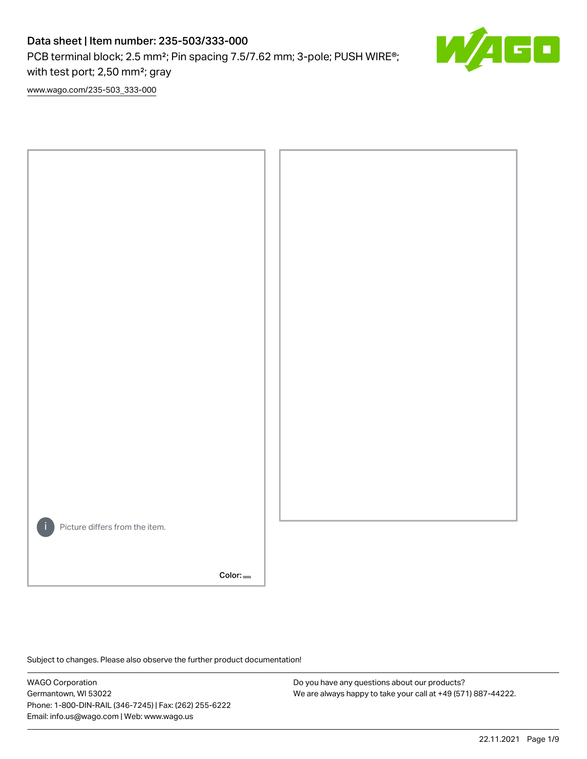# Data sheet | Item number: 235-503/333-000

PCB terminal block; 2.5 mm²; Pin spacing 7.5/7.62 mm; 3-pole; PUSH WIRE®; with test port; 2,50 mm²; gray

www.wago.com/235-503_333-000

Picture differs from the item.

Color:

Subject to changes. Please also observe the further product documentation!

WAGO Corporation
Germantown, WI 53022
Phone: 1-800-DIN-RAIL (346-7245) | Fax: (262) 255-6222
Email: info.us@wago.com | Web: www.wago.us

Do you have any questions about our products?
We are always happy to take your call at +49 (571) 887-44222.

22.11.2021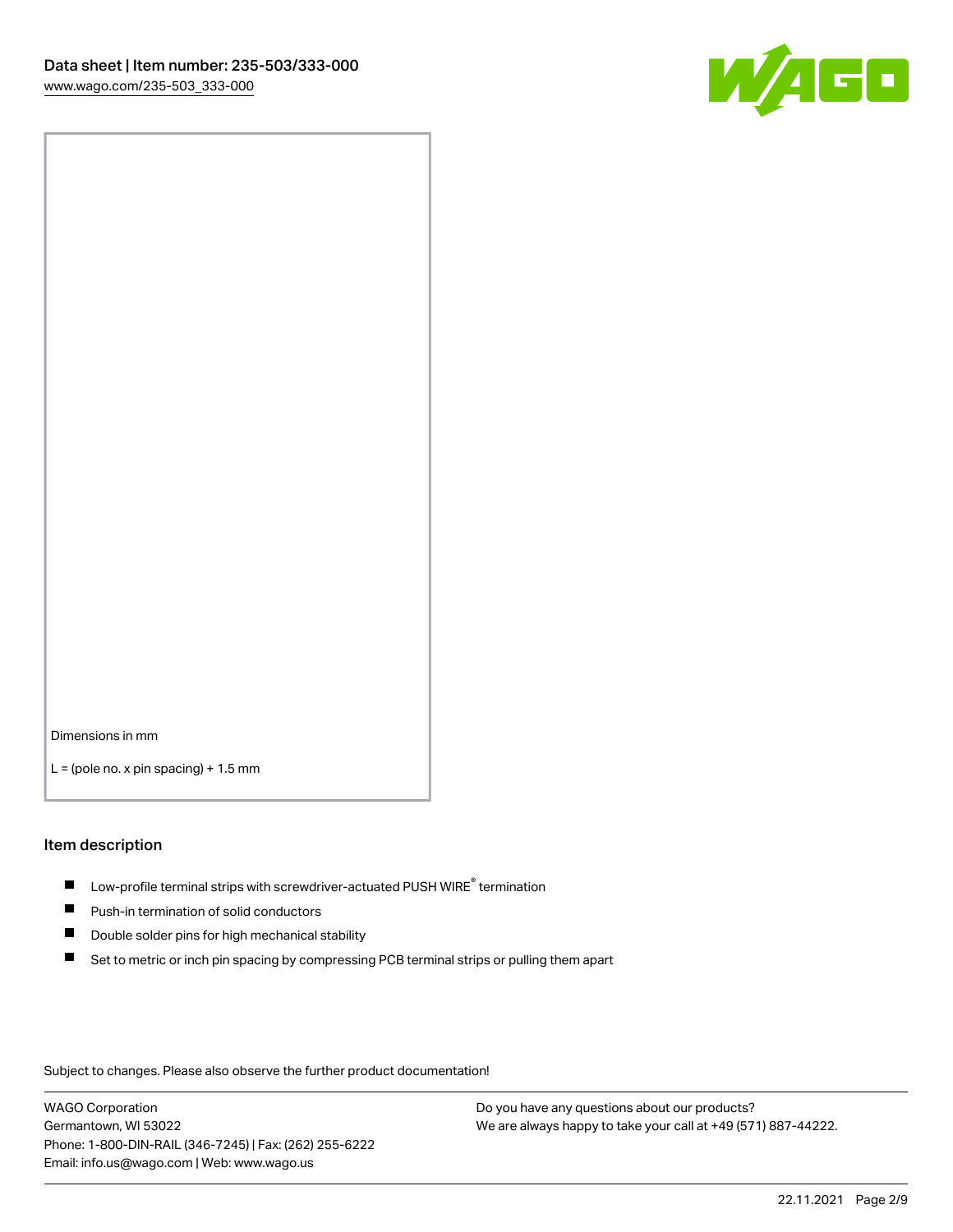Dimensions in mm

L = (pole no. x pin spacing) + 1.5 mm

## Item description

- Low-profile terminal strips with screwdriver-actuated PUSH WIRE® termination
- Push-in termination of solid conductors
- Double solder pins for high mechanical stability
- Set to metric or inch pin spacing by compressing PCB terminal strips or pulling them apart

Subject to changes. Please also observe the further product documentation!

WAGO Corporation
Germantown, WI 53022
Phone: 1-800-DIN-RAIL (346-7245) | Fax: (262) 255-6222
Email: info.us@wago.com | Web: www.wago.us

Do you have any questions about our products?
We are always happy to take your call at +49 (571) 887-44222.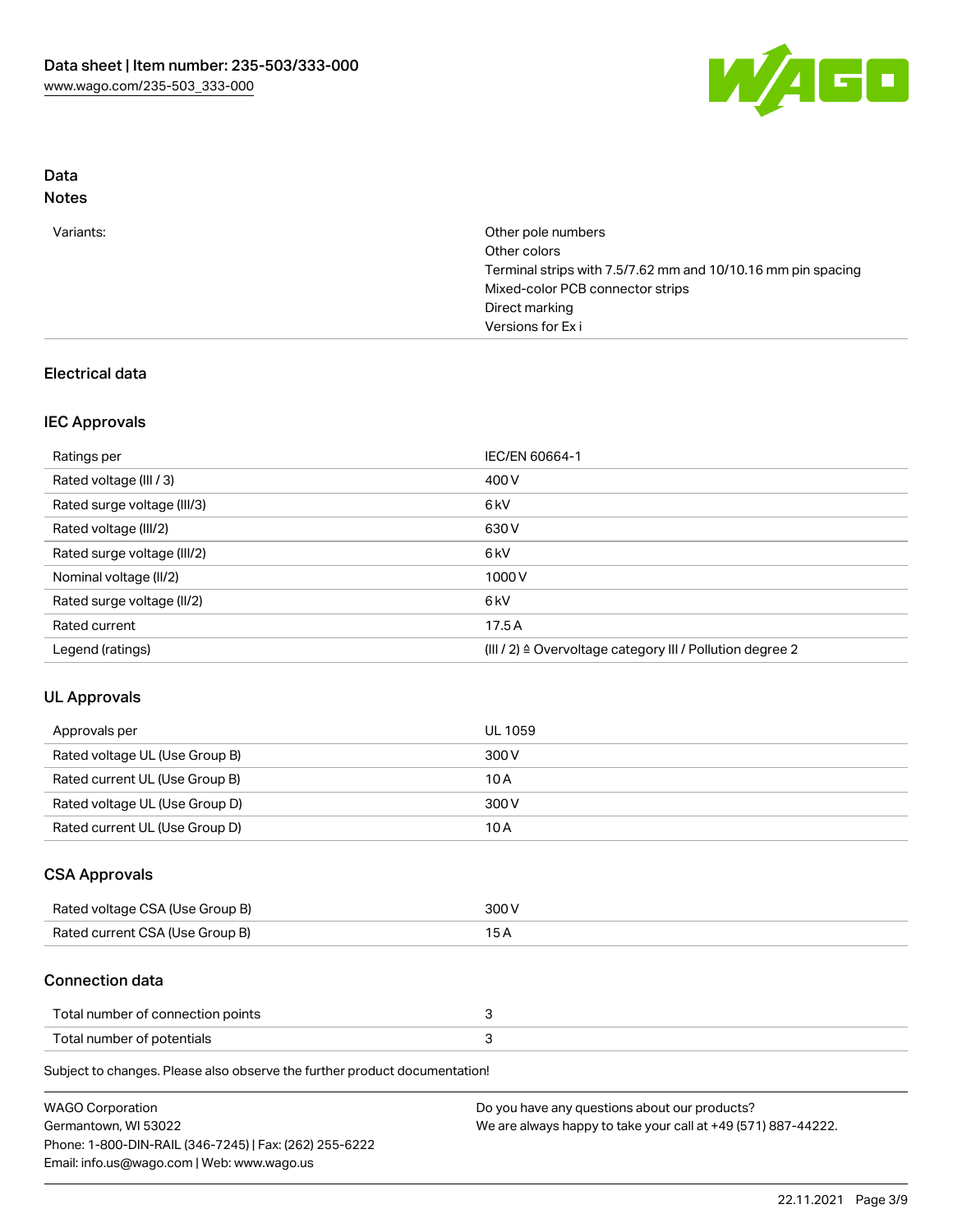## Data

### Notes

| | |
|---|---|
| Variants: | Other pole numbers<br>Other colors<br>Terminal strips with 7.5/7.62 mm and 10/10.16 mm pin spacing<br>Mixed-color PCB connector strips<br>Direct marking<br>Versions for Ex i |

## Electrical data

### IEC Approvals

| | |
|---|---|
| Ratings per | IEC/EN 60664-1 |
| Rated voltage (III / 3) | 400 V |
| Rated surge voltage (III/3) | 6 kV |
| Rated voltage (III/2) | 630 V |
| Rated surge voltage (III/2) | 6 kV |
| Nominal voltage (II/2) | 1000 V |
| Rated surge voltage (II/2) | 6 kV |
| Rated current | 17.5 A |
| Legend (ratings) | (III / 2) ≙ Overvoltage category III / Pollution degree 2 |

### UL Approvals

| | |
|---|---|
| Approvals per | UL 1059 |
| Rated voltage UL (Use Group B) | 300 V |
| Rated current UL (Use Group B) | 10 A |
| Rated voltage UL (Use Group D) | 300 V |
| Rated current UL (Use Group D) | 10 A |

### CSA Approvals

| | |
|---|---|
| Rated voltage CSA (Use Group B) | 300 V |
| Rated current CSA (Use Group B) | 15 A |

### Connection data

| | |
|---|---|
| Total number of connection points | 3 |
| Total number of potentials | 3 |

Subject to changes. Please also observe the further product documentation!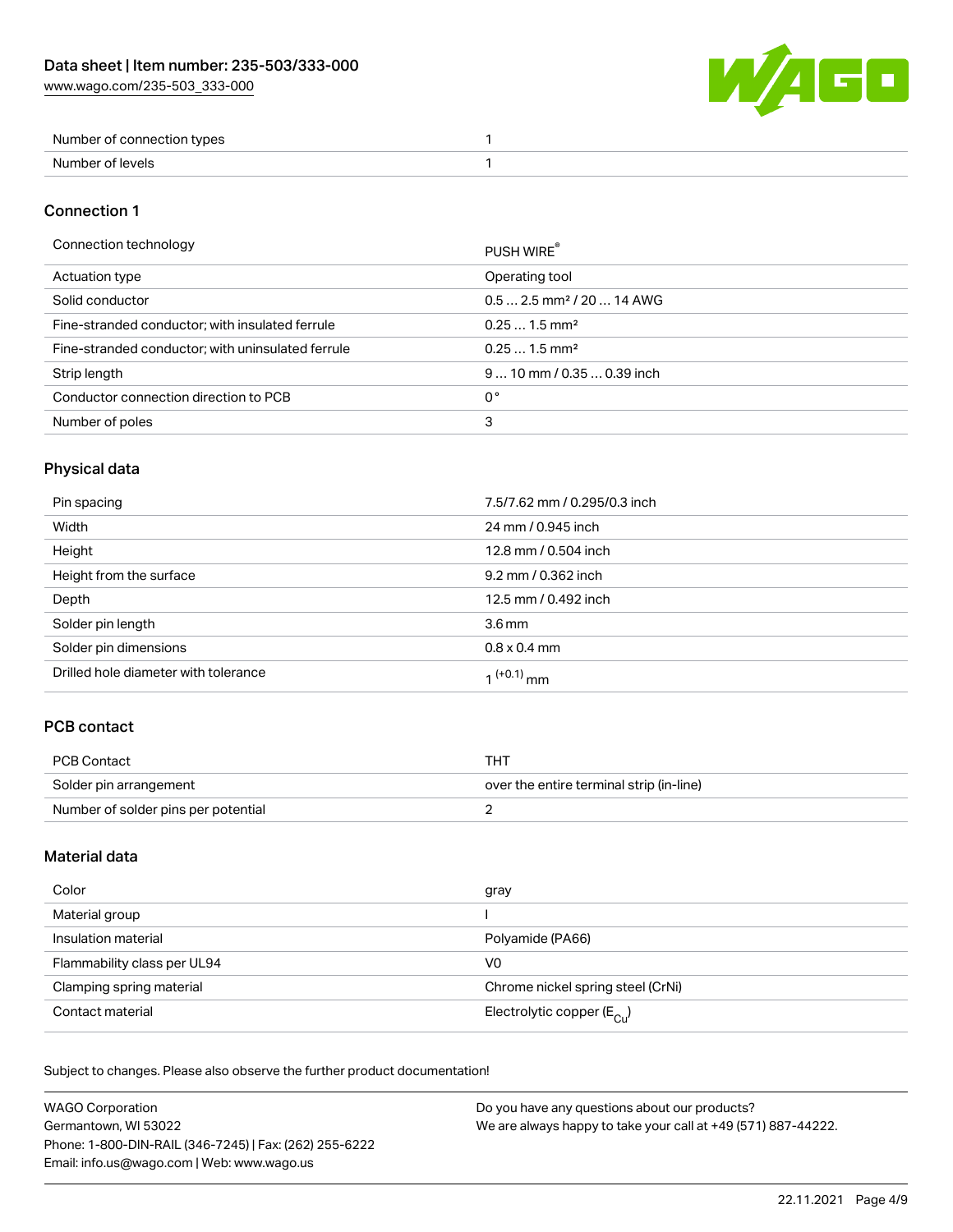| Number of connection types | 1 |
| --- | --- |
| Number of levels | 1 |

## Connection 1

| Connection technology | PUSH WIRE® |
| --- | --- |
| Actuation type | Operating tool |
| Solid conductor | 0.5 … 2.5 mm² / 20 … 14 AWG |
| Fine-stranded conductor; with insulated ferrule | 0.25 … 1.5 mm² |
| Fine-stranded conductor; with uninsulated ferrule | 0.25 … 1.5 mm² |
| Strip length | 9 … 10 mm / 0.35 … 0.39 inch |
| Conductor connection direction to PCB | 0 ° |
| Number of poles | 3 |

## Physical data

| Pin spacing | 7.5/7.62 mm / 0.295/0.3 inch |
| --- | --- |
| Width | 24 mm / 0.945 inch |
| Height | 12.8 mm / 0.504 inch |
| Height from the surface | 9.2 mm / 0.362 inch |
| Depth | 12.5 mm / 0.492 inch |
| Solder pin length | 3.6 mm |
| Solder pin dimensions | 0.8 x 0.4 mm |
| Drilled hole diameter with tolerance | $1^{(+0.1)}$ mm |

## PCB contact

| PCB Contact | THT |
| --- | --- |
| Solder pin arrangement | over the entire terminal strip (in-line) |
| Number of solder pins per potential | 2 |

## Material data

| Color | gray |
| --- | --- |
| Material group | I |
| Insulation material | Polyamide (PA66) |
| Flammability class per UL94 | V0 |
| Clamping spring material | Chrome nickel spring steel (CrNi) |
| Contact material | Electrolytic copper ($E_{Cu}$) |

Subject to changes. Please also observe the further product documentation!

WAGO Corporation
Germantown, WI 53022
Phone: 1-800-DIN-RAIL (346-7245) | Fax: (262) 255-6222
Email: info.us@wago.com | Web: www.wago.us

Do you have any questions about our products?
We are always happy to take your call at +49 (571) 887-44222.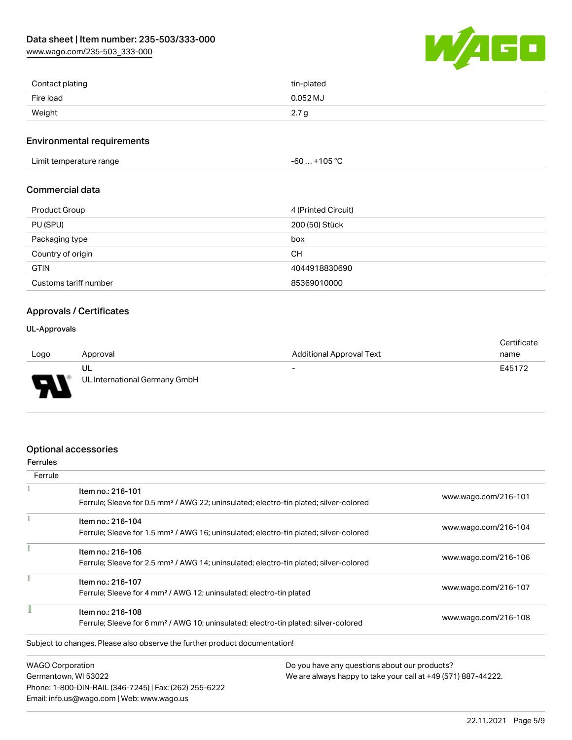| | |
|---|---|
| Contact plating | tin-plated |
| Fire load | 0.052 MJ |
| Weight | 2.7 g |

## Environmental requirements

| | |
|---|---|
| Limit temperature range | -60 … +105 °C |

## Commercial data

| | |
|---|---|
| Product Group | 4 (Printed Circuit) |
| PU (SPU) | 200 (50) Stück |
| Packaging type | box |
| Country of origin | CH |
| GTIN | 4044918830690 |
| Customs tariff number | 85369010000 |

## Approvals / Certificates

### UL-Approvals

| Logo | Approval | Additional Approval Text | Certificate name |
|---|---|---|---|
| | UL<br>UL International Germany GmbH | - | E45172 |

## Optional accessories

### Ferrules

| Ferrule | | |
|---|---|---|
| | Item no.: 216-101<br>Ferrule; Sleeve for 0.5 mm² / AWG 22; uninsulated; electro-tin plated; silver-colored | www.wago.com/216-101 |
| | Item no.: 216-104<br>Ferrule; Sleeve for 1.5 mm² / AWG 16; uninsulated; electro-tin plated; silver-colored | www.wago.com/216-104 |
| | Item no.: 216-106<br>Ferrule; Sleeve for 2.5 mm² / AWG 14; uninsulated; electro-tin plated; silver-colored | www.wago.com/216-106 |
| | Item no.: 216-107<br>Ferrule; Sleeve for 4 mm² / AWG 12; uninsulated; electro-tin plated | www.wago.com/216-107 |
| | Item no.: 216-108<br>Ferrule; Sleeve for 6 mm² / AWG 10; uninsulated; electro-tin plated; silver-colored | www.wago.com/216-108 |

Subject to changes. Please also observe the further product documentation!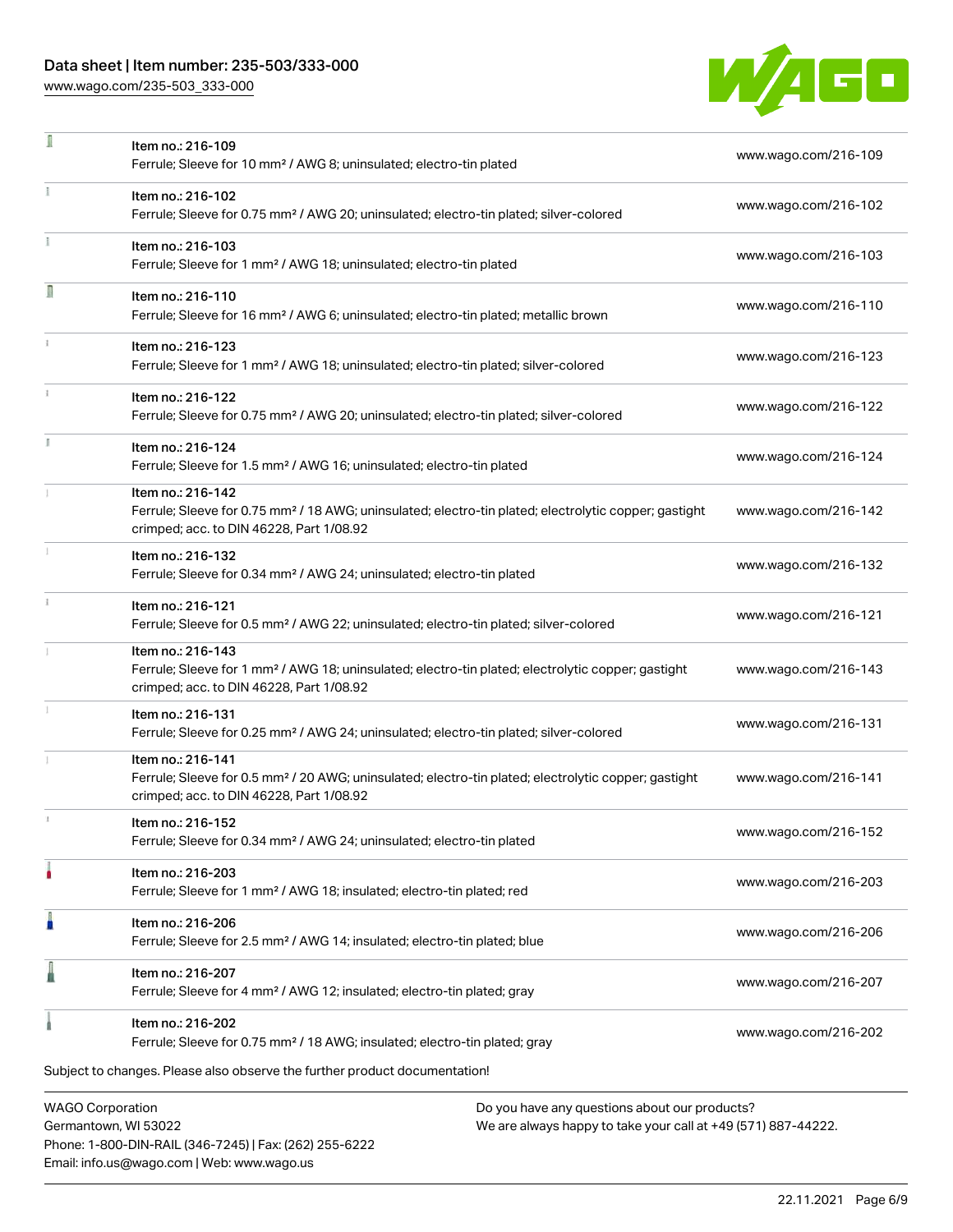| Item | Description | Link |
| --- | --- | --- |
| Item no.: 216-109 | Ferrule; Sleeve for 10 mm² / AWG 8; uninsulated; electro-tin plated | www.wago.com/216-109 |
| Item no.: 216-102 | Ferrule; Sleeve for 0.75 mm² / AWG 20; uninsulated; electro-tin plated; silver-colored | www.wago.com/216-102 |
| Item no.: 216-103 | Ferrule; Sleeve for 1 mm² / AWG 18; uninsulated; electro-tin plated | www.wago.com/216-103 |
| Item no.: 216-110 | Ferrule; Sleeve for 16 mm² / AWG 6; uninsulated; electro-tin plated; metallic brown | www.wago.com/216-110 |
| Item no.: 216-123 | Ferrule; Sleeve for 1 mm² / AWG 18; uninsulated; electro-tin plated; silver-colored | www.wago.com/216-123 |
| Item no.: 216-122 | Ferrule; Sleeve for 0.75 mm² / AWG 20; uninsulated; electro-tin plated; silver-colored | www.wago.com/216-122 |
| Item no.: 216-124 | Ferrule; Sleeve for 1.5 mm² / AWG 16; uninsulated; electro-tin plated | www.wago.com/216-124 |
| Item no.: 216-142 | Ferrule; Sleeve for 0.75 mm² / 18 AWG; uninsulated; electro-tin plated; electrolytic copper; gastight crimped; acc. to DIN 46228, Part 1/08.92 | www.wago.com/216-142 |
| Item no.: 216-132 | Ferrule; Sleeve for 0.34 mm² / AWG 24; uninsulated; electro-tin plated | www.wago.com/216-132 |
| Item no.: 216-121 | Ferrule; Sleeve for 0.5 mm² / AWG 22; uninsulated; electro-tin plated; silver-colored | www.wago.com/216-121 |
| Item no.: 216-143 | Ferrule; Sleeve for 1 mm² / AWG 18; uninsulated; electro-tin plated; electrolytic copper; gastight crimped; acc. to DIN 46228, Part 1/08.92 | www.wago.com/216-143 |
| Item no.: 216-131 | Ferrule; Sleeve for 0.25 mm² / AWG 24; uninsulated; electro-tin plated; silver-colored | www.wago.com/216-131 |
| Item no.: 216-141 | Ferrule; Sleeve for 0.5 mm² / 20 AWG; uninsulated; electro-tin plated; electrolytic copper; gastight crimped; acc. to DIN 46228, Part 1/08.92 | www.wago.com/216-141 |
| Item no.: 216-152 | Ferrule; Sleeve for 0.34 mm² / AWG 24; uninsulated; electro-tin plated | www.wago.com/216-152 |
| Item no.: 216-203 | Ferrule; Sleeve for 1 mm² / AWG 18; insulated; electro-tin plated; red | www.wago.com/216-203 |
| Item no.: 216-206 | Ferrule; Sleeve for 2.5 mm² / AWG 14; insulated; electro-tin plated; blue | www.wago.com/216-206 |
| Item no.: 216-207 | Ferrule; Sleeve for 4 mm² / AWG 12; insulated; electro-tin plated; gray | www.wago.com/216-207 |
| Item no.: 216-202 | Ferrule; Sleeve for 0.75 mm² / 18 AWG; insulated; electro-tin plated; gray | www.wago.com/216-202 |

Subject to changes. Please also observe the further product documentation!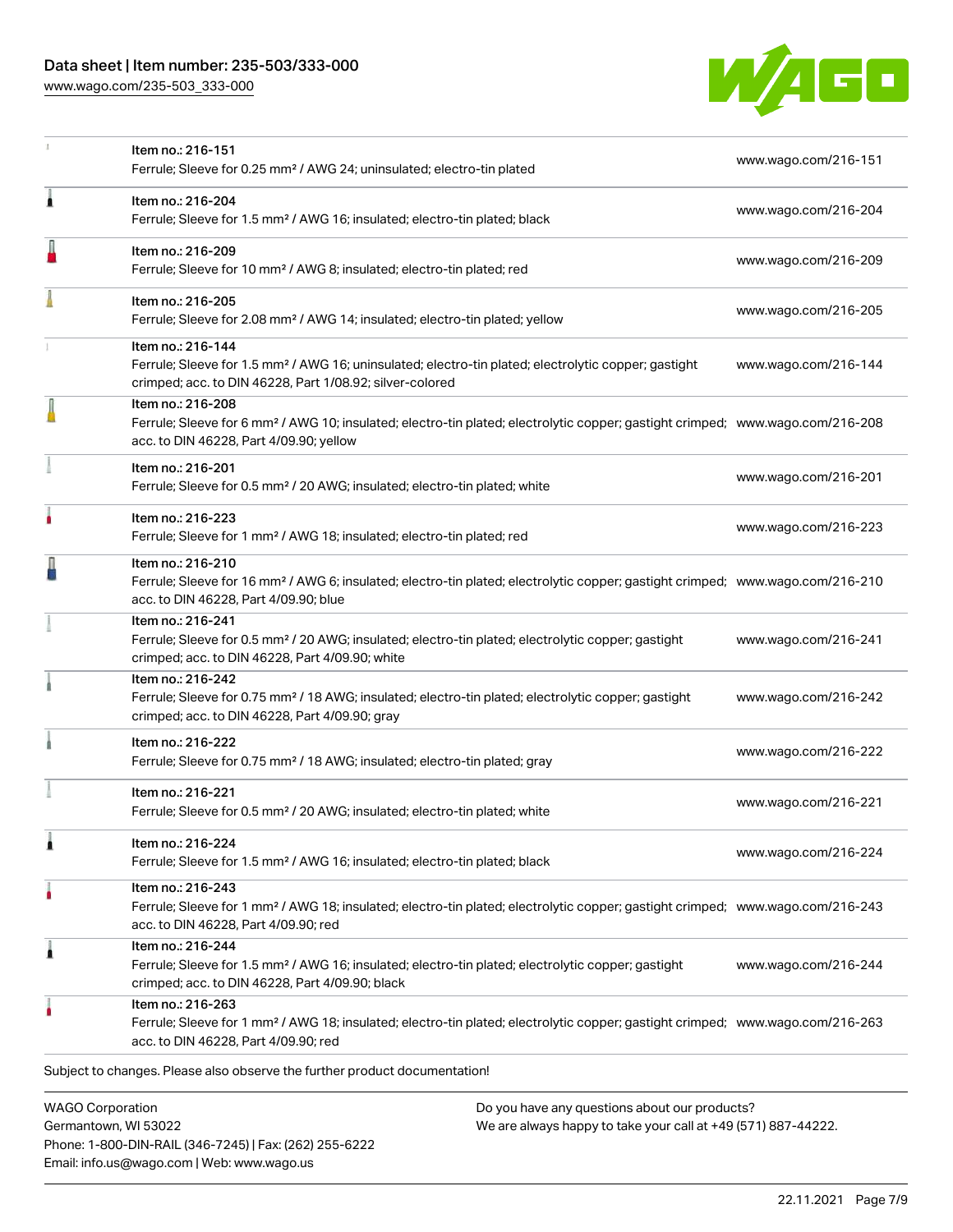| | | |
|---|---|---|
| | Item no.: 216-151<br>Ferrule; Sleeve for 0.25 mm² / AWG 24; uninsulated; electro-tin plated | www.wago.com/216-151 |
| | Item no.: 216-204<br>Ferrule; Sleeve for 1.5 mm² / AWG 16; insulated; electro-tin plated; black | www.wago.com/216-204 |
| | Item no.: 216-209<br>Ferrule; Sleeve for 10 mm² / AWG 8; insulated; electro-tin plated; red | www.wago.com/216-209 |
| | Item no.: 216-205<br>Ferrule; Sleeve for 2.08 mm² / AWG 14; insulated; electro-tin plated; yellow | www.wago.com/216-205 |
| | Item no.: 216-144<br>Ferrule; Sleeve for 1.5 mm² / AWG 16; uninsulated; electro-tin plated; electrolytic copper; gastight crimped; acc. to DIN 46228, Part 1/08.92; silver-colored | www.wago.com/216-144 |
| | Item no.: 216-208<br>Ferrule; Sleeve for 6 mm² / AWG 10; insulated; electro-tin plated; electrolytic copper; gastight crimped; acc. to DIN 46228, Part 4/09.90; yellow | www.wago.com/216-208 |
| | Item no.: 216-201<br>Ferrule; Sleeve for 0.5 mm² / 20 AWG; insulated; electro-tin plated; white | www.wago.com/216-201 |
| | Item no.: 216-223<br>Ferrule; Sleeve for 1 mm² / AWG 18; insulated; electro-tin plated; red | www.wago.com/216-223 |
| | Item no.: 216-210<br>Ferrule; Sleeve for 16 mm² / AWG 6; insulated; electro-tin plated; electrolytic copper; gastight crimped; acc. to DIN 46228, Part 4/09.90; blue | www.wago.com/216-210 |
| | Item no.: 216-241<br>Ferrule; Sleeve for 0.5 mm² / 20 AWG; insulated; electro-tin plated; electrolytic copper; gastight crimped; acc. to DIN 46228, Part 4/09.90; white | www.wago.com/216-241 |
| | Item no.: 216-242<br>Ferrule; Sleeve for 0.75 mm² / 18 AWG; insulated; electro-tin plated; electrolytic copper; gastight crimped; acc. to DIN 46228, Part 4/09.90; gray | www.wago.com/216-242 |
| | Item no.: 216-222<br>Ferrule; Sleeve for 0.75 mm² / 18 AWG; insulated; electro-tin plated; gray | www.wago.com/216-222 |
| | Item no.: 216-221<br>Ferrule; Sleeve for 0.5 mm² / 20 AWG; insulated; electro-tin plated; white | www.wago.com/216-221 |
| | Item no.: 216-224<br>Ferrule; Sleeve for 1.5 mm² / AWG 16; insulated; electro-tin plated; black | www.wago.com/216-224 |
| | Item no.: 216-243<br>Ferrule; Sleeve for 1 mm² / AWG 18; insulated; electro-tin plated; electrolytic copper; gastight crimped; acc. to DIN 46228, Part 4/09.90; red | www.wago.com/216-243 |
| | Item no.: 216-244<br>Ferrule; Sleeve for 1.5 mm² / AWG 16; insulated; electro-tin plated; electrolytic copper; gastight crimped; acc. to DIN 46228, Part 4/09.90; black | www.wago.com/216-244 |
| | Item no.: 216-263<br>Ferrule; Sleeve for 1 mm² / AWG 18; insulated; electro-tin plated; electrolytic copper; gastight crimped; acc. to DIN 46228, Part 4/09.90; red | www.wago.com/216-263 |

Subject to changes. Please also observe the further product documentation!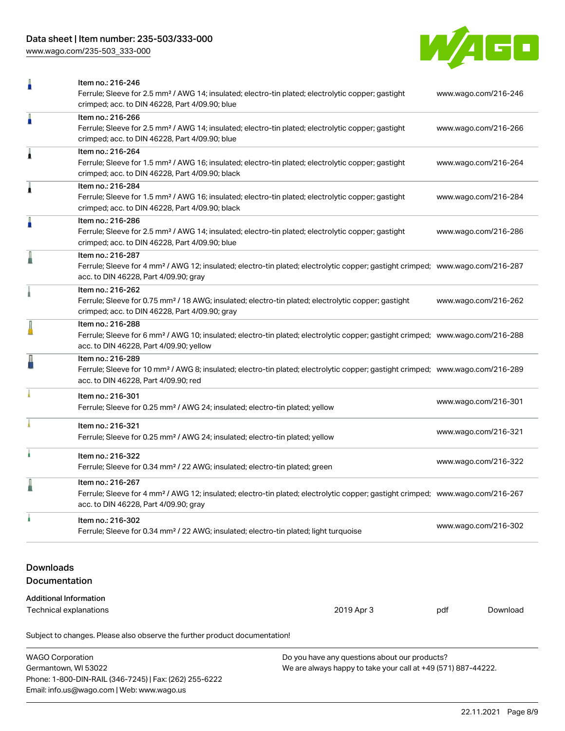| | | |
|---|---|---|
| | Item no.: 216-246<br>Ferrule; Sleeve for 2.5 mm² / AWG 14; insulated; electro-tin plated; electrolytic copper; gastight crimped; acc. to DIN 46228, Part 4/09.90; blue | www.wago.com/216-246 |
| | Item no.: 216-266<br>Ferrule; Sleeve for 2.5 mm² / AWG 14; insulated; electro-tin plated; electrolytic copper; gastight crimped; acc. to DIN 46228, Part 4/09.90; blue | www.wago.com/216-266 |
| | Item no.: 216-264<br>Ferrule; Sleeve for 1.5 mm² / AWG 16; insulated; electro-tin plated; electrolytic copper; gastight crimped; acc. to DIN 46228, Part 4/09.90; black | www.wago.com/216-264 |
| | Item no.: 216-284<br>Ferrule; Sleeve for 1.5 mm² / AWG 16; insulated; electro-tin plated; electrolytic copper; gastight crimped; acc. to DIN 46228, Part 4/09.90; black | www.wago.com/216-284 |
| | Item no.: 216-286<br>Ferrule; Sleeve for 2.5 mm² / AWG 14; insulated; electro-tin plated; electrolytic copper; gastight crimped; acc. to DIN 46228, Part 4/09.90; blue | www.wago.com/216-286 |
| | Item no.: 216-287<br>Ferrule; Sleeve for 4 mm² / AWG 12; insulated; electro-tin plated; electrolytic copper; gastight crimped; acc. to DIN 46228, Part 4/09.90; gray | www.wago.com/216-287 |
| | Item no.: 216-262<br>Ferrule; Sleeve for 0.75 mm² / 18 AWG; insulated; electro-tin plated; electrolytic copper; gastight crimped; acc. to DIN 46228, Part 4/09.90; gray | www.wago.com/216-262 |
| | Item no.: 216-288<br>Ferrule; Sleeve for 6 mm² / AWG 10; insulated; electro-tin plated; electrolytic copper; gastight crimped; acc. to DIN 46228, Part 4/09.90; yellow | www.wago.com/216-288 |
| | Item no.: 216-289<br>Ferrule; Sleeve for 10 mm² / AWG 8; insulated; electro-tin plated; electrolytic copper; gastight crimped; acc. to DIN 46228, Part 4/09.90; red | www.wago.com/216-289 |
| | Item no.: 216-301<br>Ferrule; Sleeve for 0.25 mm² / AWG 24; insulated; electro-tin plated; yellow | www.wago.com/216-301 |
| | Item no.: 216-321<br>Ferrule; Sleeve for 0.25 mm² / AWG 24; insulated; electro-tin plated; yellow | www.wago.com/216-321 |
| | Item no.: 216-322<br>Ferrule; Sleeve for 0.34 mm² / 22 AWG; insulated; electro-tin plated; green | www.wago.com/216-322 |
| | Item no.: 216-267<br>Ferrule; Sleeve for 4 mm² / AWG 12; insulated; electro-tin plated; electrolytic copper; gastight crimped; acc. to DIN 46228, Part 4/09.90; gray | www.wago.com/216-267 |
| | Item no.: 216-302<br>Ferrule; Sleeve for 0.34 mm² / 22 AWG; insulated; electro-tin plated; light turquoise | www.wago.com/216-302 |

## Downloads

### Documentation

**Additional Information**

| | | | |
|---|---|---|---|
| Technical explanations | 2019 Apr 3 | pdf | Download |

Subject to changes. Please also observe the further product documentation!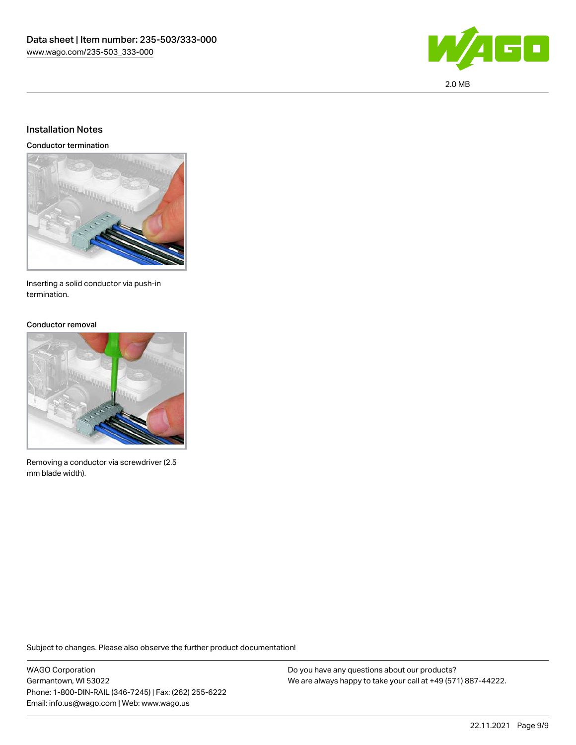## Installation Notes

### Conductor termination

Inserting a solid conductor via push-in termination.

### Conductor removal

Removing a conductor via screwdriver (2.5 mm blade width).

Subject to changes. Please also observe the further product documentation!

WAGO Corporation
Germantown, WI 53022
Phone: 1-800-DIN-RAIL (346-7245) | Fax: (262) 255-6222
Email: info.us@wago.com | Web: www.wago.us

Do you have any questions about our products?
We are always happy to take your call at +49 (571) 887-44222.